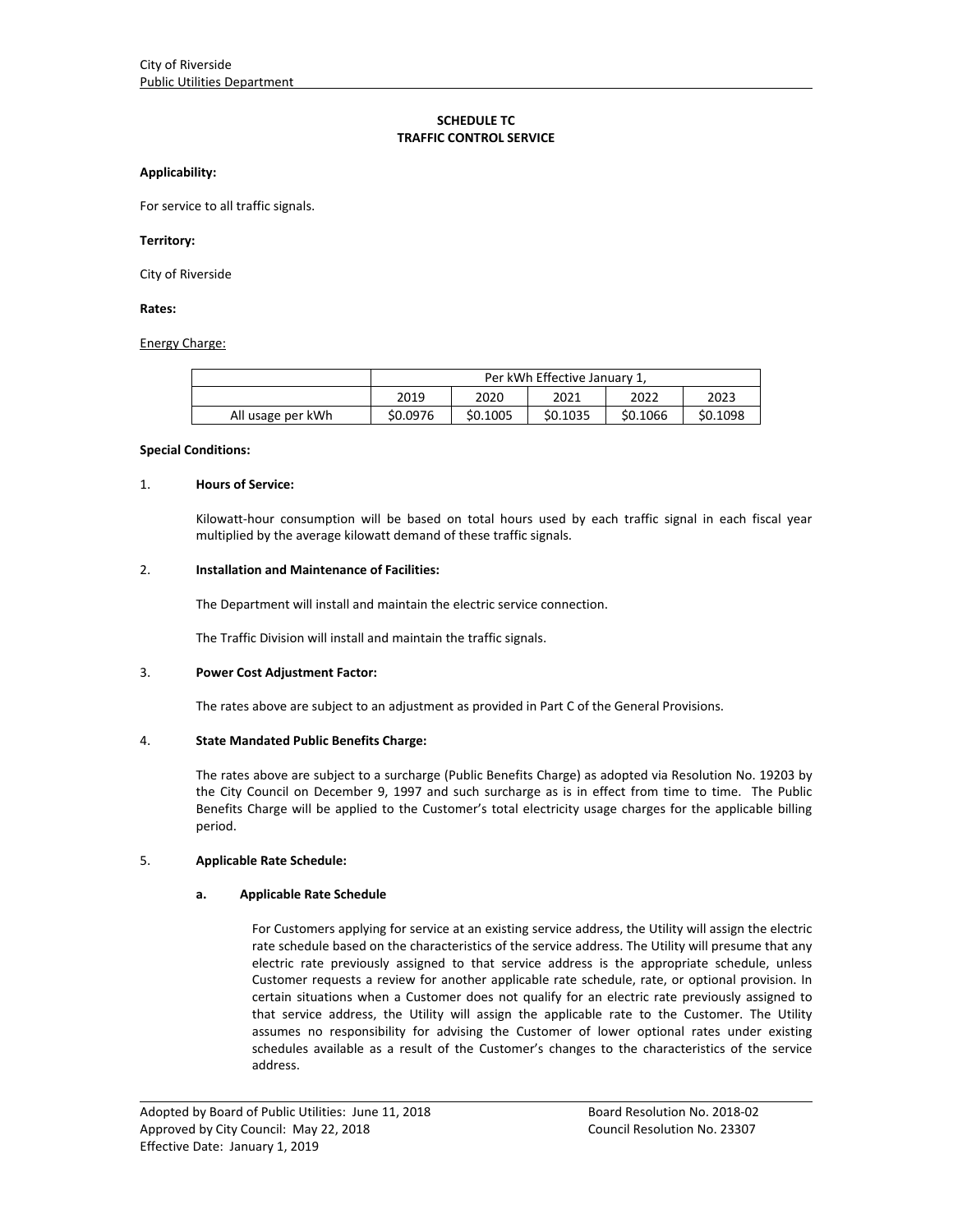City of Riverside
Public Utilities Department

# SCHEDULE TC
# TRAFFIC CONTROL SERVICE

**Applicability:**

For service to all traffic signals.

**Territory:**

City of Riverside

**Rates:**

Energy Charge:

| | Per kWh Effective January 1, | | | | |
|---|---|---|---|---|---|
| | 2019 | 2020 | 2021 | 2022 | 2023 |
| All usage per kWh | $0.0976 | $0.1005 | $0.1035 | $0.1066 | $0.1098 |

**Special Conditions:**

1. **Hours of Service:**

   Kilowatt-hour consumption will be based on total hours used by each traffic signal in each fiscal year multiplied by the average kilowatt demand of these traffic signals.

2. **Installation and Maintenance of Facilities:**

   The Department will install and maintain the electric service connection.

   The Traffic Division will install and maintain the traffic signals.

3. **Power Cost Adjustment Factor:**

   The rates above are subject to an adjustment as provided in Part C of the General Provisions.

4. **State Mandated Public Benefits Charge:**

   The rates above are subject to a surcharge (Public Benefits Charge) as adopted via Resolution No. 19203 by the City Council on December 9, 1997 and such surcharge as is in effect from time to time. The Public Benefits Charge will be applied to the Customer's total electricity usage charges for the applicable billing period.

5. **Applicable Rate Schedule:**

   **a. Applicable Rate Schedule**

   For Customers applying for service at an existing service address, the Utility will assign the electric rate schedule based on the characteristics of the service address. The Utility will presume that any electric rate previously assigned to that service address is the appropriate schedule, unless Customer requests a review for another applicable rate schedule, rate, or optional provision. In certain situations when a Customer does not qualify for an electric rate previously assigned to that service address, the Utility will assign the applicable rate to the Customer. The Utility assumes no responsibility for advising the Customer of lower optional rates under existing schedules available as a result of the Customer's changes to the characteristics of the service address.

Adopted by Board of Public Utilities: June 11, 2018 — Board Resolution No. 2018-02
Approved by City Council: May 22, 2018 — Council Resolution No. 23307
Effective Date: January 1, 2019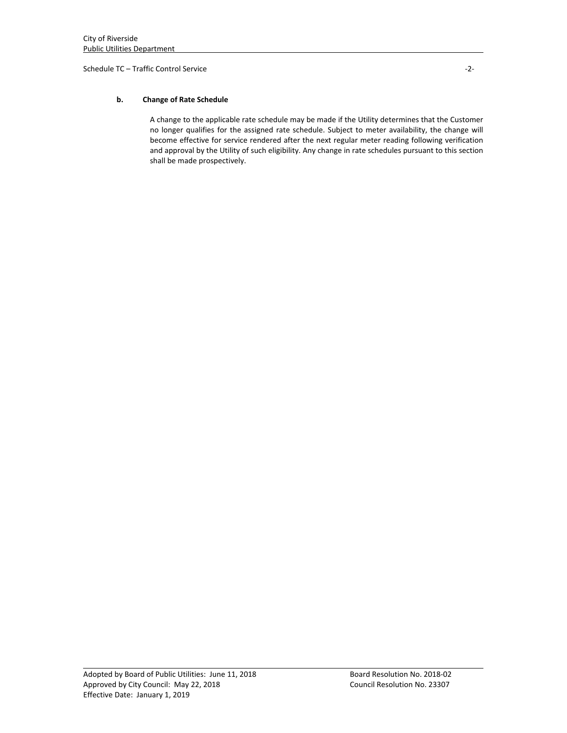**b. Change of Rate Schedule**

A change to the applicable rate schedule may be made if the Utility determines that the Customer no longer qualifies for the assigned rate schedule. Subject to meter availability, the change will become effective for service rendered after the next regular meter reading following verification and approval by the Utility of such eligibility. Any change in rate schedules pursuant to this section shall be made prospectively.

Adopted by Board of Public Utilities: June 11, 2018
Approved by City Council: May 22, 2018
Effective Date: January 1, 2019

Board Resolution No. 2018-02
Council Resolution No. 23307